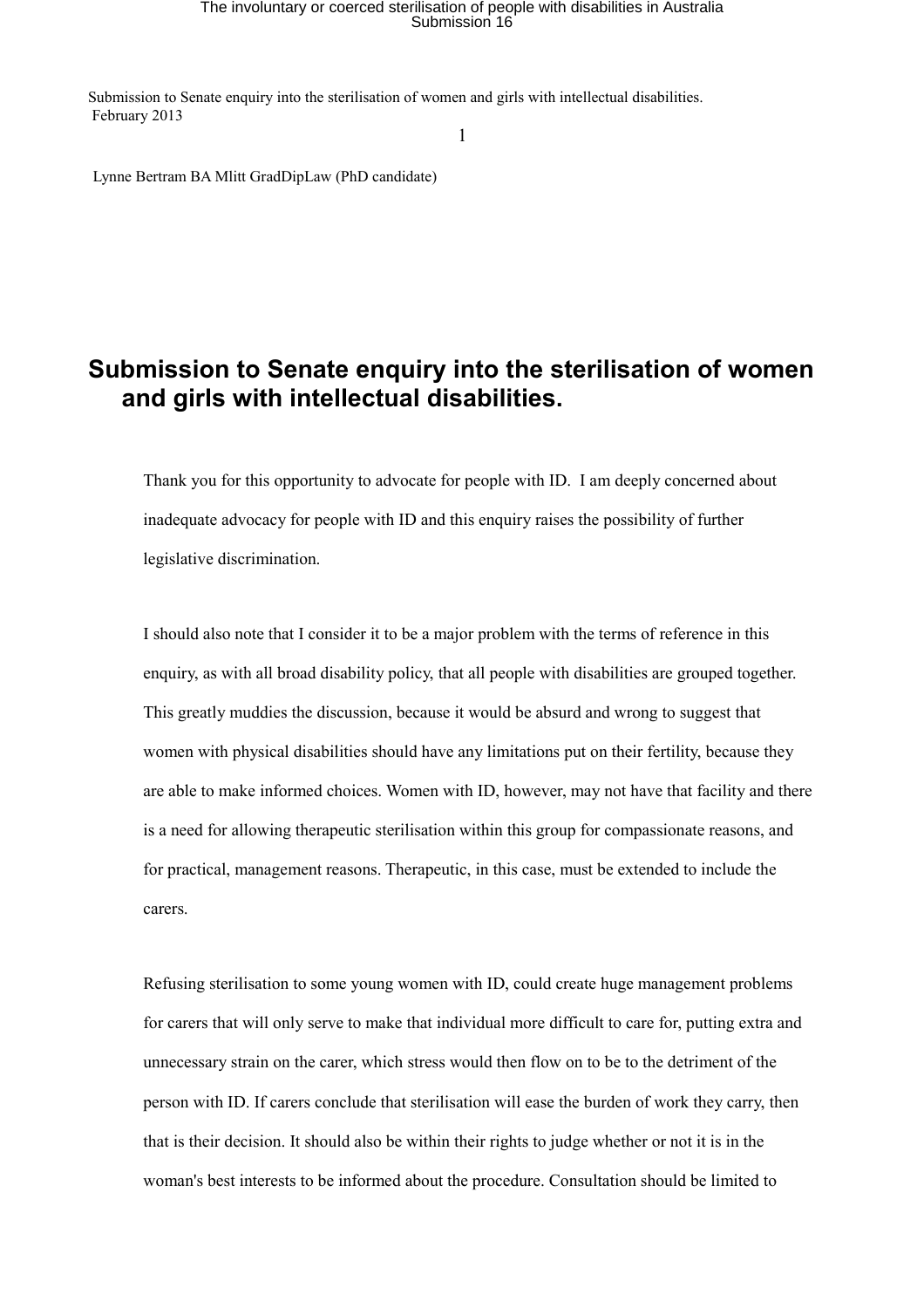Submission to Senate enquiry into the sterilisation of women and girls with intellectual disabilities.
February 2013

Lynne Bertram BA Mlitt GradDipLaw (PhD candidate)

# Submission to Senate enquiry into the sterilisation of women and girls with intellectual disabilities.

Thank you for this opportunity to advocate for people with ID. I am deeply concerned about inadequate advocacy for people with ID and this enquiry raises the possibility of further legislative discrimination.

I should also note that I consider it to be a major problem with the terms of reference in this enquiry, as with all broad disability policy, that all people with disabilities are grouped together. This greatly muddies the discussion, because it would be absurd and wrong to suggest that women with physical disabilities should have any limitations put on their fertility, because they are able to make informed choices. Women with ID, however, may not have that facility and there is a need for allowing therapeutic sterilisation within this group for compassionate reasons, and for practical, management reasons. Therapeutic, in this case, must be extended to include the carers.

Refusing sterilisation to some young women with ID, could create huge management problems for carers that will only serve to make that individual more difficult to care for, putting extra and unnecessary strain on the carer, which stress would then flow on to be to the detriment of the person with ID. If carers conclude that sterilisation will ease the burden of work they carry, then that is their decision. It should also be within their rights to judge whether or not it is in the woman's best interests to be informed about the procedure. Consultation should be limited to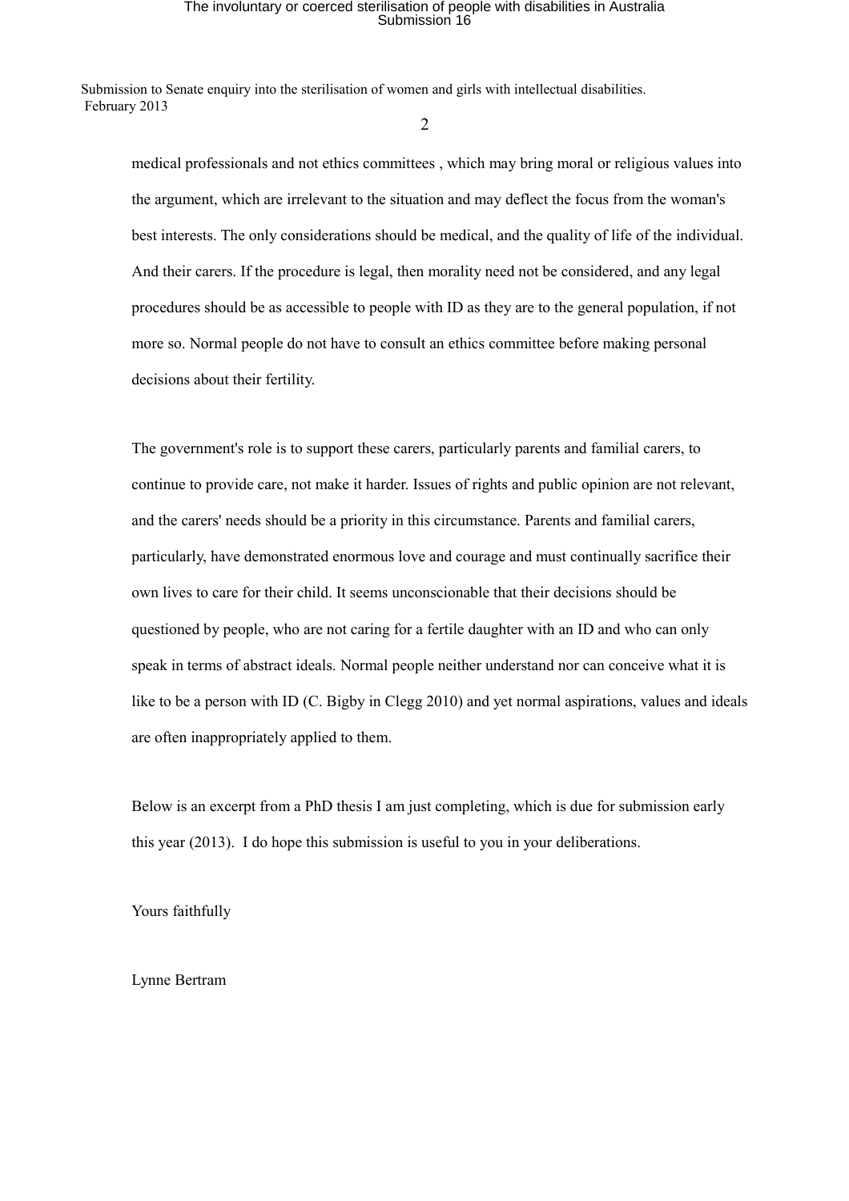medical professionals and not ethics committees , which may bring moral or religious values into the argument, which are irrelevant to the situation and may deflect the focus from the woman's best interests. The only considerations should be medical, and the quality of life of the individual. And their carers. If the procedure is legal, then morality need not be considered, and any legal procedures should be as accessible to people with ID as they are to the general population, if not more so. Normal people do not have to consult an ethics committee before making personal decisions about their fertility.

The government's role is to support these carers, particularly parents and familial carers, to continue to provide care, not make it harder. Issues of rights and public opinion are not relevant, and the carers' needs should be a priority in this circumstance. Parents and familial carers, particularly, have demonstrated enormous love and courage and must continually sacrifice their own lives to care for their child. It seems unconscionable that their decisions should be questioned by people, who are not caring for a fertile daughter with an ID and who can only speak in terms of abstract ideals. Normal people neither understand nor can conceive what it is like to be a person with ID (C. Bigby in Clegg 2010) and yet normal aspirations, values and ideals are often inappropriately applied to them.

Below is an excerpt from a PhD thesis I am just completing, which is due for submission early this year (2013). I do hope this submission is useful to you in your deliberations.

Yours faithfully

Lynne Bertram